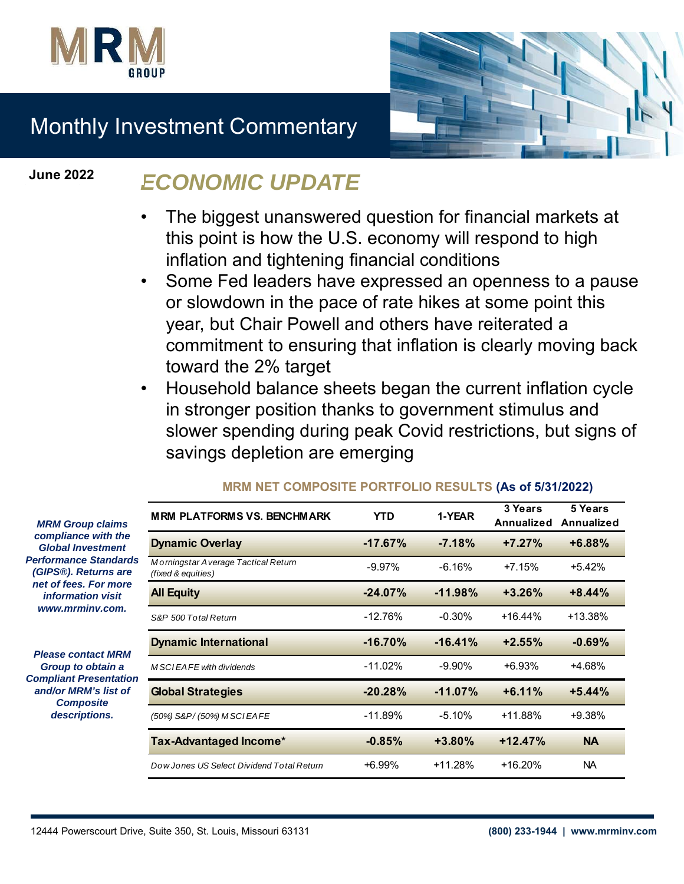MRM GROUP

# Monthly Investment Commentary

**June 2022**

## ECONOMIC UPDATE

- The biggest unanswered question for financial markets at this point is how the U.S. economy will respond to high inflation and tightening financial conditions
- Some Fed leaders have expressed an openness to a pause or slowdown in the pace of rate hikes at some point this year, but Chair Powell and others have reiterated a commitment to ensuring that inflation is clearly moving back toward the 2% target
- Household balance sheets began the current inflation cycle in stronger position thanks to government stimulus and slower spending during peak Covid restrictions, but signs of savings depletion are emerging

***MRM Group claims compliance with the Global Investment Performance Standards (GIPS®). Returns are net of fees. For more information visit www.mrminv.com.***

***Please contact MRM Group to obtain a Compliant Presentation and/or MRM's list of Composite descriptions.***

**MRM NET COMPOSITE PORTFOLIO RESULTS (As of 5/31/2022)**

| MRM PLATFORMS VS. BENCHMARK | YTD | 1-YEAR | 3 Years Annualized | 5 Years Annualized |
|---|---|---|---|---|
| **Dynamic Overlay** | **-17.67%** | **-7.18%** | **+7.27%** | **+6.88%** |
| *Morningstar Average Tactical Return (fixed & equities)* | -9.97% | -6.16% | +7.15% | +5.42% |
| **All Equity** | **-24.07%** | **-11.98%** | **+3.26%** | **+8.44%** |
| *S&P 500 Total Return* | -12.76% | -0.30% | +16.44% | +13.38% |
| **Dynamic International** | **-16.70%** | **-16.41%** | **+2.55%** | **-0.69%** |
| *MSCI EAFE with dividends* | -11.02% | -9.90% | +6.93% | +4.68% |
| **Global Strategies** | **-20.28%** | **-11.07%** | **+6.11%** | **+5.44%** |
| *(50%) S&P/ (50%) MSCI EAFE* | -11.89% | -5.10% | +11.88% | +9.38% |
| **Tax-Advantaged Income*** | **-0.85%** | **+3.80%** | **+12.47%** | **NA** |
| *Dow Jones US Select Dividend Total Return* | +6.99% | +11.28% | +16.20% | NA |

12444 Powerscourt Drive, Suite 350, St. Louis, Missouri 63131 | (800) 233-1944 | www.mrminv.com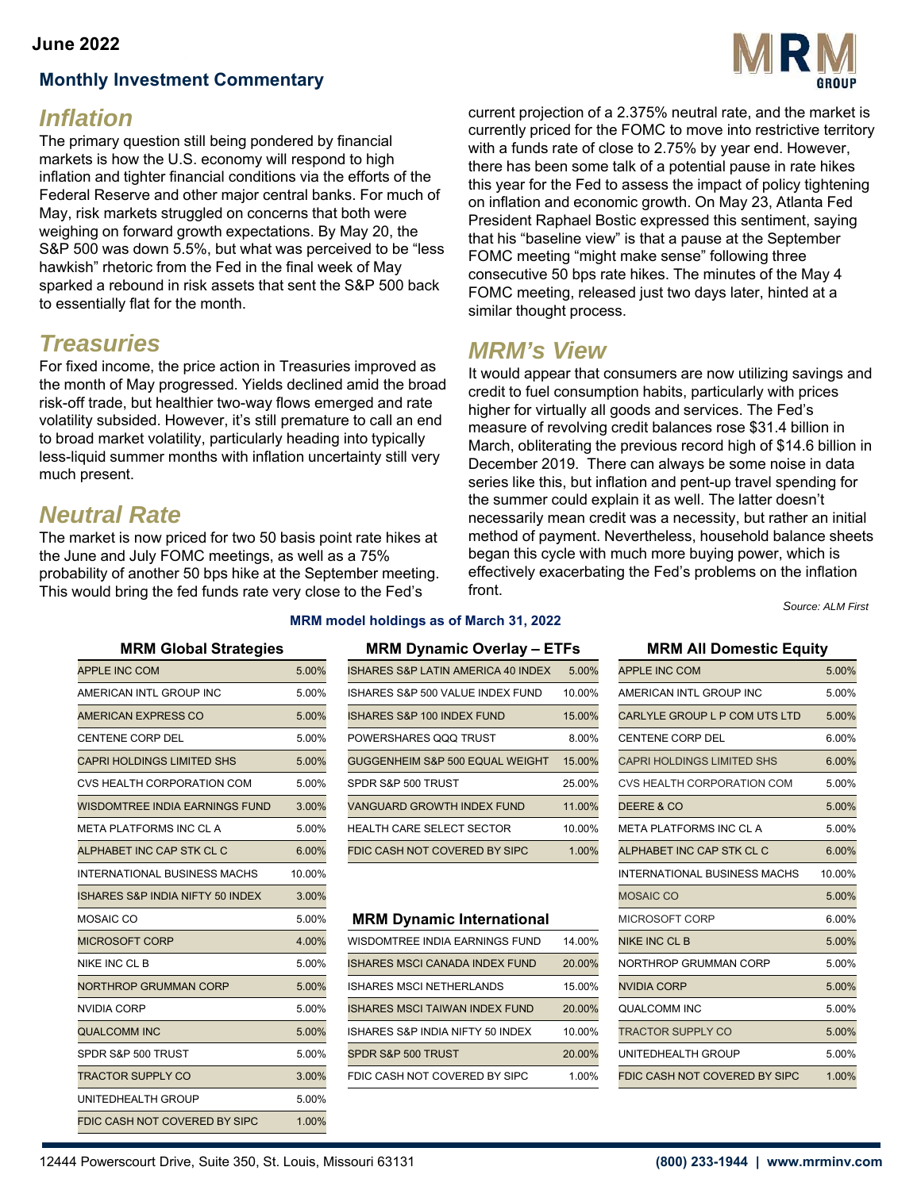June 2022

**Monthly Investment Commentary**

## *Inflation*

The primary question still being pondered by financial markets is how the U.S. economy will respond to high inflation and tighter financial conditions via the efforts of the Federal Reserve and other major central banks. For much of May, risk markets struggled on concerns that both were weighing on forward growth expectations. By May 20, the S&P 500 was down 5.5%, but what was perceived to be "less hawkish" rhetoric from the Fed in the final week of May sparked a rebound in risk assets that sent the S&P 500 back to essentially flat for the month.

## *Treasuries*

For fixed income, the price action in Treasuries improved as the month of May progressed. Yields declined amid the broad risk-off trade, but healthier two-way flows emerged and rate volatility subsided. However, it's still premature to call an end to broad market volatility, particularly heading into typically less-liquid summer months with inflation uncertainty still very much present.

## *Neutral Rate*

The market is now priced for two 50 basis point rate hikes at the June and July FOMC meetings, as well as a 75% probability of another 50 bps hike at the September meeting. This would bring the fed funds rate very close to the Fed's current projection of a 2.375% neutral rate, and the market is currently priced for the FOMC to move into restrictive territory with a funds rate of close to 2.75% by year end. However, there has been some talk of a potential pause in rate hikes this year for the Fed to assess the impact of policy tightening on inflation and economic growth. On May 23, Atlanta Fed President Raphael Bostic expressed this sentiment, saying that his "baseline view" is that a pause at the September FOMC meeting "might make sense" following three consecutive 50 bps rate hikes. The minutes of the May 4 FOMC meeting, released just two days later, hinted at a similar thought process.

## *MRM's View*

It would appear that consumers are now utilizing savings and credit to fuel consumption habits, particularly with prices higher for virtually all goods and services. The Fed's measure of revolving credit balances rose $31.4 billion in March, obliterating the previous record high of $14.6 billion in December 2019. There can always be some noise in data series like this, but inflation and pent-up travel spending for the summer could explain it as well. The latter doesn't necessarily mean credit was a necessity, but rather an initial method of payment. Nevertheless, household balance sheets began this cycle with much more buying power, which is effectively exacerbating the Fed's problems on the inflation front.

*Source: ALM First*

**MRM model holdings as of March 31, 2022**

| MRM Global Strategies | |
|---|---|
| APPLE INC COM | 5.00% |
| AMERICAN INTL GROUP INC | 5.00% |
| AMERICAN EXPRESS CO | 5.00% |
| CENTENE CORP DEL | 5.00% |
| CAPRI HOLDINGS LIMITED SHS | 5.00% |
| CVS HEALTH CORPORATION COM | 5.00% |
| WISDOMTREE INDIA EARNINGS FUND | 3.00% |
| META PLATFORMS INC CL A | 5.00% |
| ALPHABET INC CAP STK CL C | 6.00% |
| INTERNATIONAL BUSINESS MACHS | 10.00% |
| ISHARES S&P INDIA NIFTY 50 INDEX | 3.00% |
| MOSAIC CO | 5.00% |
| MICROSOFT CORP | 4.00% |
| NIKE INC CL B | 5.00% |
| NORTHROP GRUMMAN CORP | 5.00% |
| NVIDIA CORP | 5.00% |
| QUALCOMM INC | 5.00% |
| SPDR S&P 500 TRUST | 5.00% |
| TRACTOR SUPPLY CO | 3.00% |
| UNITEDHEALTH GROUP | 5.00% |
| FDIC CASH NOT COVERED BY SIPC | 1.00% |

| MRM Dynamic Overlay – ETFs | |
|---|---|
| ISHARES S&P LATIN AMERICA 40 INDEX | 5.00% |
| ISHARES S&P 500 VALUE INDEX FUND | 10.00% |
| ISHARES S&P 100 INDEX FUND | 15.00% |
| POWERSHARES QQQ TRUST | 8.00% |
| GUGGENHEIM S&P 500 EQUAL WEIGHT | 15.00% |
| SPDR S&P 500 TRUST | 25.00% |
| VANGUARD GROWTH INDEX FUND | 11.00% |
| HEALTH CARE SELECT SECTOR | 10.00% |
| FDIC CASH NOT COVERED BY SIPC | 1.00% |

| MRM Dynamic International | |
|---|---|
| WISDOMTREE INDIA EARNINGS FUND | 14.00% |
| ISHARES MSCI CANADA INDEX FUND | 20.00% |
| ISHARES MSCI NETHERLANDS | 15.00% |
| ISHARES MSCI TAIWAN INDEX FUND | 20.00% |
| ISHARES S&P INDIA NIFTY 50 INDEX | 10.00% |
| SPDR S&P 500 TRUST | 20.00% |
| FDIC CASH NOT COVERED BY SIPC | 1.00% |

| MRM All Domestic Equity | |
|---|---|
| APPLE INC COM | 5.00% |
| AMERICAN INTL GROUP INC | 5.00% |
| CARLYLE GROUP L P COM UTS LTD | 5.00% |
| CENTENE CORP DEL | 6.00% |
| CAPRI HOLDINGS LIMITED SHS | 6.00% |
| CVS HEALTH CORPORATION COM | 5.00% |
| DEERE & CO | 5.00% |
| META PLATFORMS INC CL A | 5.00% |
| ALPHABET INC CAP STK CL C | 6.00% |
| INTERNATIONAL BUSINESS MACHS | 10.00% |
| MOSAIC CO | 5.00% |
| MICROSOFT CORP | 6.00% |
| NIKE INC CL B | 5.00% |
| NORTHROP GRUMMAN CORP | 5.00% |
| NVIDIA CORP | 5.00% |
| QUALCOMM INC | 5.00% |
| TRACTOR SUPPLY CO | 5.00% |
| UNITEDHEALTH GROUP | 5.00% |
| FDIC CASH NOT COVERED BY SIPC | 1.00% |

12444 Powerscourt Drive, Suite 350, St. Louis, Missouri 63131 **(800) 233-1944 | www.mrminv.com**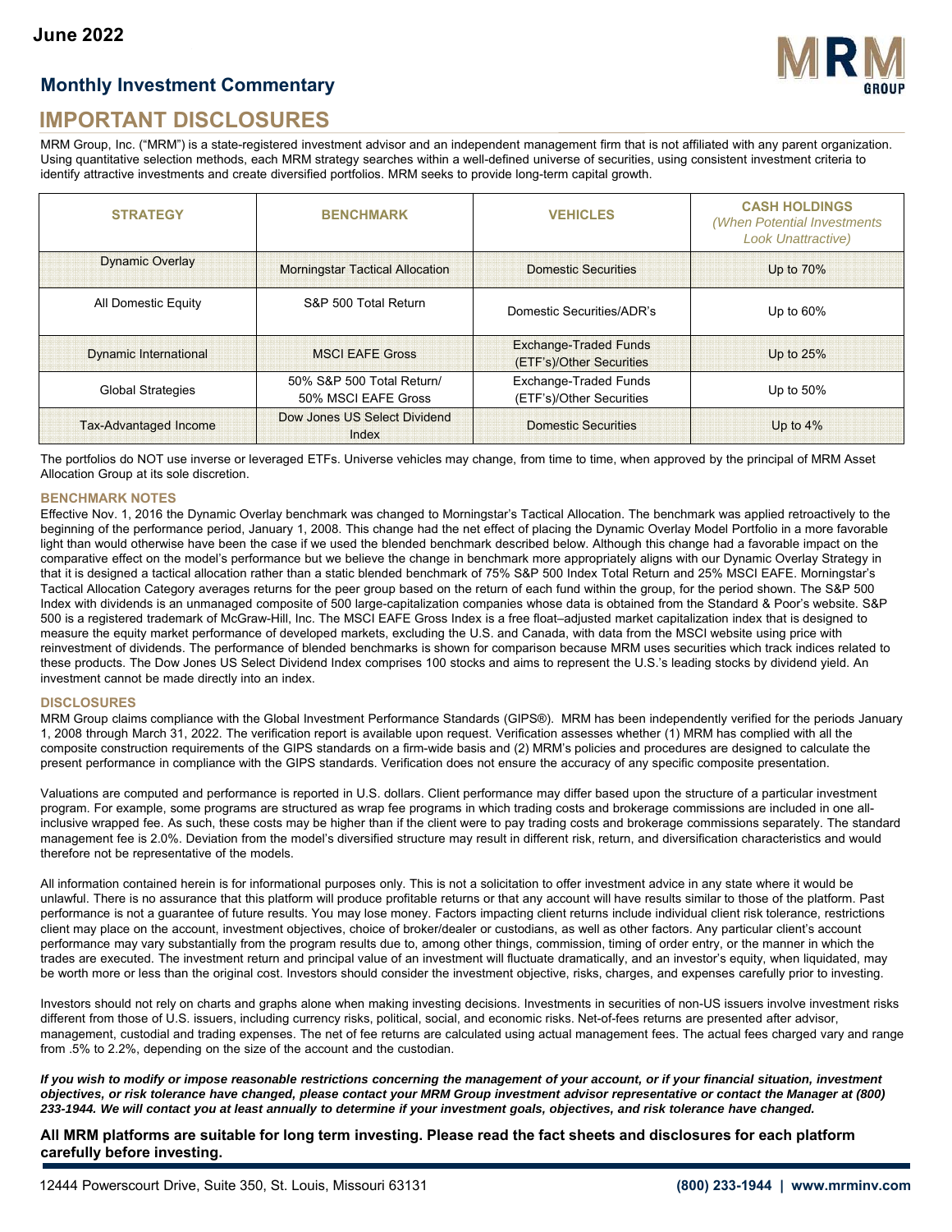June 2022

## Monthly Investment Commentary

# IMPORTANT DISCLOSURES

MRM Group, Inc. ("MRM") is a state-registered investment advisor and an independent management firm that is not affiliated with any parent organization. Using quantitative selection methods, each MRM strategy searches within a well-defined universe of securities, using consistent investment criteria to identify attractive investments and create diversified portfolios. MRM seeks to provide long-term capital growth.

| STRATEGY | BENCHMARK | VEHICLES | CASH HOLDINGS *(When Potential Investments Look Unattractive)* |
|---|---|---|---|
| Dynamic Overlay | Morningstar Tactical Allocation | Domestic Securities | Up to 70% |
| All Domestic Equity | S&P 500 Total Return | Domestic Securities/ADR's | Up to 60% |
| Dynamic International | MSCI EAFE Gross | Exchange-Traded Funds (ETF's)/Other Securities | Up to 25% |
| Global Strategies | 50% S&P 500 Total Return/ 50% MSCI EAFE Gross | Exchange-Traded Funds (ETF's)/Other Securities | Up to 50% |
| Tax-Advantaged Income | Dow Jones US Select Dividend Index | Domestic Securities | Up to 4% |

The portfolios do NOT use inverse or leveraged ETFs. Universe vehicles may change, from time to time, when approved by the principal of MRM Asset Allocation Group at its sole discretion.

### BENCHMARK NOTES

Effective Nov. 1, 2016 the Dynamic Overlay benchmark was changed to Morningstar's Tactical Allocation. The benchmark was applied retroactively to the beginning of the performance period, January 1, 2008. This change had the net effect of placing the Dynamic Overlay Model Portfolio in a more favorable light than would otherwise have been the case if we used the blended benchmark described below. Although this change had a favorable impact on the comparative effect on the model's performance but we believe the change in benchmark more appropriately aligns with our Dynamic Overlay Strategy in that it is designed a tactical allocation rather than a static blended benchmark of 75% S&P 500 Index Total Return and 25% MSCI EAFE. Morningstar's Tactical Allocation Category averages returns for the peer group based on the return of each fund within the group, for the period shown. The S&P 500 Index with dividends is an unmanaged composite of 500 large-capitalization companies whose data is obtained from the Standard & Poor's website. S&P 500 is a registered trademark of McGraw-Hill, Inc. The MSCI EAFE Gross Index is a free float–adjusted market capitalization index that is designed to measure the equity market performance of developed markets, excluding the U.S. and Canada, with data from the MSCI website using price with reinvestment of dividends. The performance of blended benchmarks is shown for comparison because MRM uses securities which track indices related to these products. The Dow Jones US Select Dividend Index comprises 100 stocks and aims to represent the U.S.'s leading stocks by dividend yield. An investment cannot be made directly into an index.

### DISCLOSURES

MRM Group claims compliance with the Global Investment Performance Standards (GIPS®). MRM has been independently verified for the periods January 1, 2008 through March 31, 2022. The verification report is available upon request. Verification assesses whether (1) MRM has complied with all the composite construction requirements of the GIPS standards on a firm-wide basis and (2) MRM's policies and procedures are designed to calculate the present performance in compliance with the GIPS standards. Verification does not ensure the accuracy of any specific composite presentation.

Valuations are computed and performance is reported in U.S. dollars. Client performance may differ based upon the structure of a particular investment program. For example, some programs are structured as wrap fee programs in which trading costs and brokerage commissions are included in one all-inclusive wrapped fee. As such, these costs may be higher than if the client were to pay trading costs and brokerage commissions separately. The standard management fee is 2.0%. Deviation from the model's diversified structure may result in different risk, return, and diversification characteristics and would therefore not be representative of the models.

All information contained herein is for informational purposes only. This is not a solicitation to offer investment advice in any state where it would be unlawful. There is no assurance that this platform will produce profitable returns or that any account will have results similar to those of the platform. Past performance is not a guarantee of future results. You may lose money. Factors impacting client returns include individual client risk tolerance, restrictions client may place on the account, investment objectives, choice of broker/dealer or custodians, as well as other factors. Any particular client's account performance may vary substantially from the program results due to, among other things, commission, timing of order entry, or the manner in which the trades are executed. The investment return and principal value of an investment will fluctuate dramatically, and an investor's equity, when liquidated, may be worth more or less than the original cost. Investors should consider the investment objective, risks, charges, and expenses carefully prior to investing.

Investors should not rely on charts and graphs alone when making investing decisions. Investments in securities of non-US issuers involve investment risks different from those of U.S. issuers, including currency risks, political, social, and economic risks. Net-of-fees returns are presented after advisor, management, custodial and trading expenses. The net of fee returns are calculated using actual management fees. The actual fees charged vary and range from .5% to 2.2%, depending on the size of the account and the custodian.

***If you wish to modify or impose reasonable restrictions concerning the management of your account, or if your financial situation, investment objectives, or risk tolerance have changed, please contact your MRM Group investment advisor representative or contact the Manager at (800) 233-1944. We will contact you at least annually to determine if your investment goals, objectives, and risk tolerance have changed.***

**All MRM platforms are suitable for long term investing. Please read the fact sheets and disclosures for each platform carefully before investing.**

12444 Powerscourt Drive, Suite 350, St. Louis, Missouri 63131 | **(800) 233-1944 | www.mrminv.com**